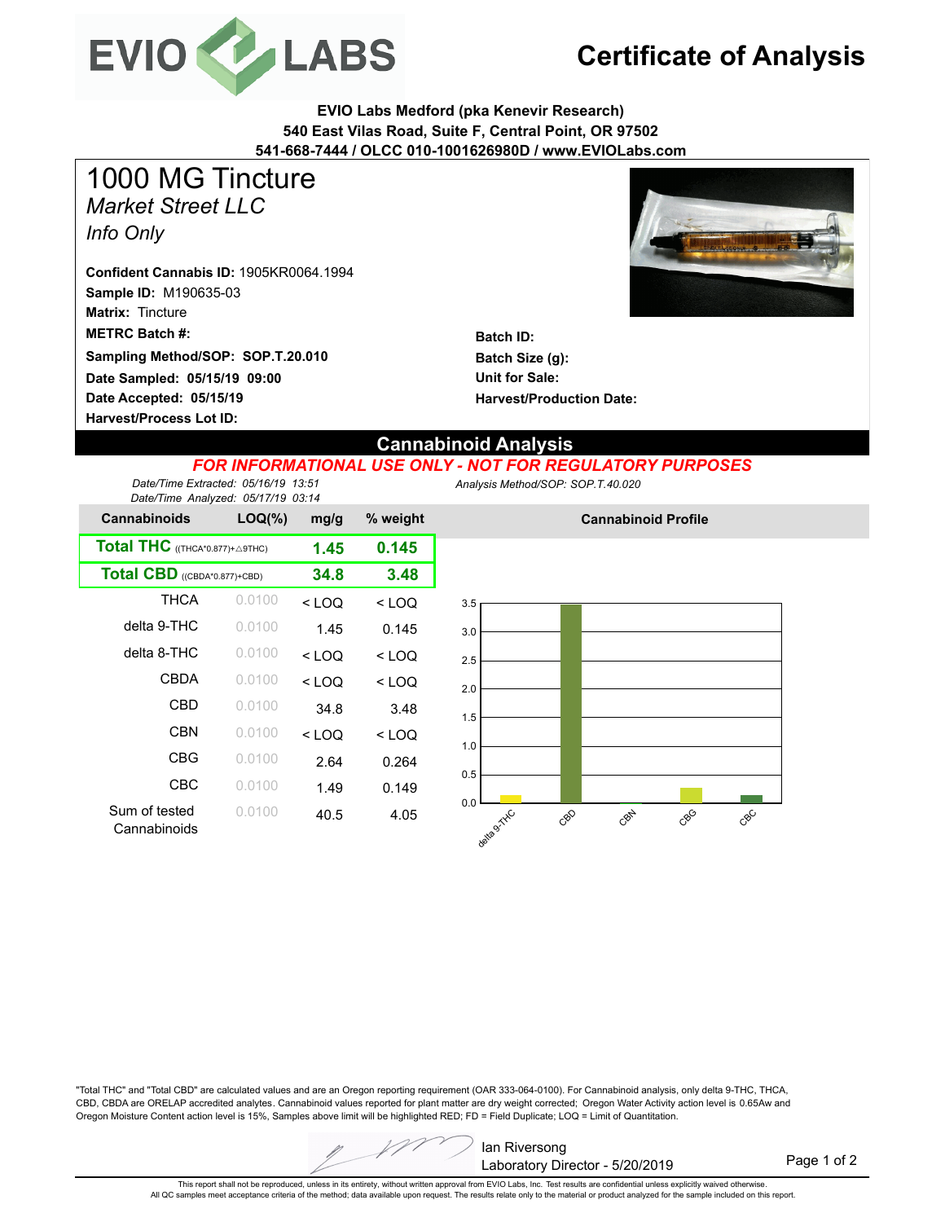# Certificate of Analysis

**EVIO Labs Medford (pka Kenevir Research)**
**540 East Vilas Road, Suite F, Central Point, OR 97502**
**541-668-7444 / OLCC 010-1001626980D / www.EVIOLabs.com**

## 1000 MG Tincture

*Market Street LLC*

*Info Only*

**Confident Cannabis ID:** 1905KR0064.1994
**Sample ID:** M190635-03
**Matrix:** Tincture
**METRC Batch #:**
**Sampling Method/SOP: SOP.T.20.010**
**Date Sampled: 05/15/19 09:00**
**Date Accepted: 05/15/19**
**Harvest/Process Lot ID:**

**Batch ID:**
**Batch Size (g):**
**Unit for Sale:**
**Harvest/Production Date:**

## Cannabinoid Analysis

***FOR INFORMATIONAL USE ONLY - NOT FOR REGULATORY PURPOSES***

*Date/Time Extracted: 05/16/19 13:51*
*Date/Time Analyzed: 05/17/19 03:14*
*Analysis Method/SOP: SOP.T.40.020*

| Cannabinoids | LOQ(%) | mg/g | % weight |
|---|---|---|---|
| **Total THC** ((THCA*0.877)+△9THC) | | **1.45** | **0.145** |
| **Total CBD** ((CBDA*0.877)+CBD) | | **34.8** | **3.48** |
| THCA | 0.0100 | < LOQ | < LOQ |
| delta 9-THC | 0.0100 | 1.45 | 0.145 |
| delta 8-THC | 0.0100 | < LOQ | < LOQ |
| CBDA | 0.0100 | < LOQ | < LOQ |
| CBD | 0.0100 | 34.8 | 3.48 |
| CBN | 0.0100 | < LOQ | < LOQ |
| CBG | 0.0100 | 2.64 | 0.264 |
| CBC | 0.0100 | 1.49 | 0.149 |
| Sum of tested Cannabinoids | 0.0100 | 40.5 | 4.05 |

**Cannabinoid Profile**

"Total THC" and "Total CBD" are calculated values and are an Oregon reporting requirement (OAR 333-064-0100). For Cannabinoid analysis, only delta 9-THC, THCA, CBD, CBDA are ORELAP accredited analytes. Cannabinoid values reported for plant matter are dry weight corrected; Oregon Water Activity action level is 0.65Aw and Oregon Moisture Content action level is 15%, Samples above limit will be highlighted RED; FD = Field Duplicate; LOQ = Limit of Quantitation.

Ian Riversong
Laboratory Director - 5/20/2019

This report shall not be reproduced, unless in its entirety, without written approval from EVIO Labs, Inc. Test results are confidential unless explicitly waived otherwise.
All QC samples meet acceptance criteria of the method; data available upon request. The results relate only to the material or product analyzed for the sample included on this report.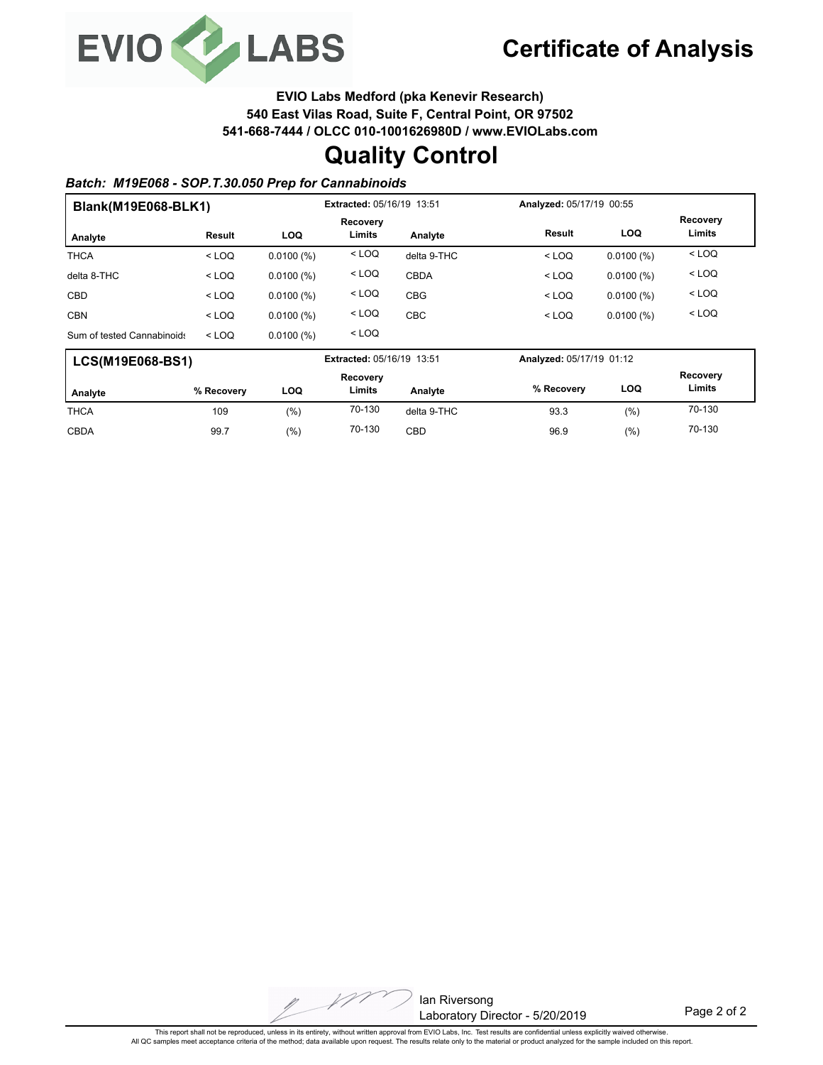# Certificate of Analysis

**EVIO Labs Medford (pka Kenevir Research)**
**540 East Vilas Road, Suite F, Central Point, OR 97502**
**541-668-7444 / OLCC 010-1001626980D / www.EVIOLabs.com**

## Quality Control

***Batch: M19E068 - SOP.T.30.050 Prep for Cannabinoids***

**Blank(M19E068-BLK1)** — **Extracted:** 05/16/19 13:51 — **Analyzed:** 05/17/19 00:55

| Analyte | Result | LOQ | Recovery Limits | Analyte | Result | LOQ | Recovery Limits |
|---|---|---|---|---|---|---|---|
| THCA | < LOQ | 0.0100 (%) | < LOQ | delta 9-THC | < LOQ | 0.0100 (%) | < LOQ |
| delta 8-THC | < LOQ | 0.0100 (%) | < LOQ | CBDA | < LOQ | 0.0100 (%) | < LOQ |
| CBD | < LOQ | 0.0100 (%) | < LOQ | CBG | < LOQ | 0.0100 (%) | < LOQ |
| CBN | < LOQ | 0.0100 (%) | < LOQ | CBC | < LOQ | 0.0100 (%) | < LOQ |
| Sum of tested Cannabinoids | < LOQ | 0.0100 (%) | < LOQ | | | | |

**LCS(M19E068-BS1)** — **Extracted:** 05/16/19 13:51 — **Analyzed:** 05/17/19 01:12

| Analyte | % Recovery | LOQ | Recovery Limits | Analyte | % Recovery | LOQ | Recovery Limits |
|---|---|---|---|---|---|---|---|
| THCA | 109 | (%) | 70-130 | delta 9-THC | 93.3 | (%) | 70-130 |
| CBDA | 99.7 | (%) | 70-130 | CBD | 96.9 | (%) | 70-130 |

Ian Riversong
Laboratory Director - 5/20/2019

This report shall not be reproduced, unless in its entirety, without written approval from EVIO Labs, Inc. Test results are confidential unless explicitly waived otherwise.
All QC samples meet acceptance criteria of the method; data available upon request. The results relate only to the material or product analyzed for the sample included on this report.